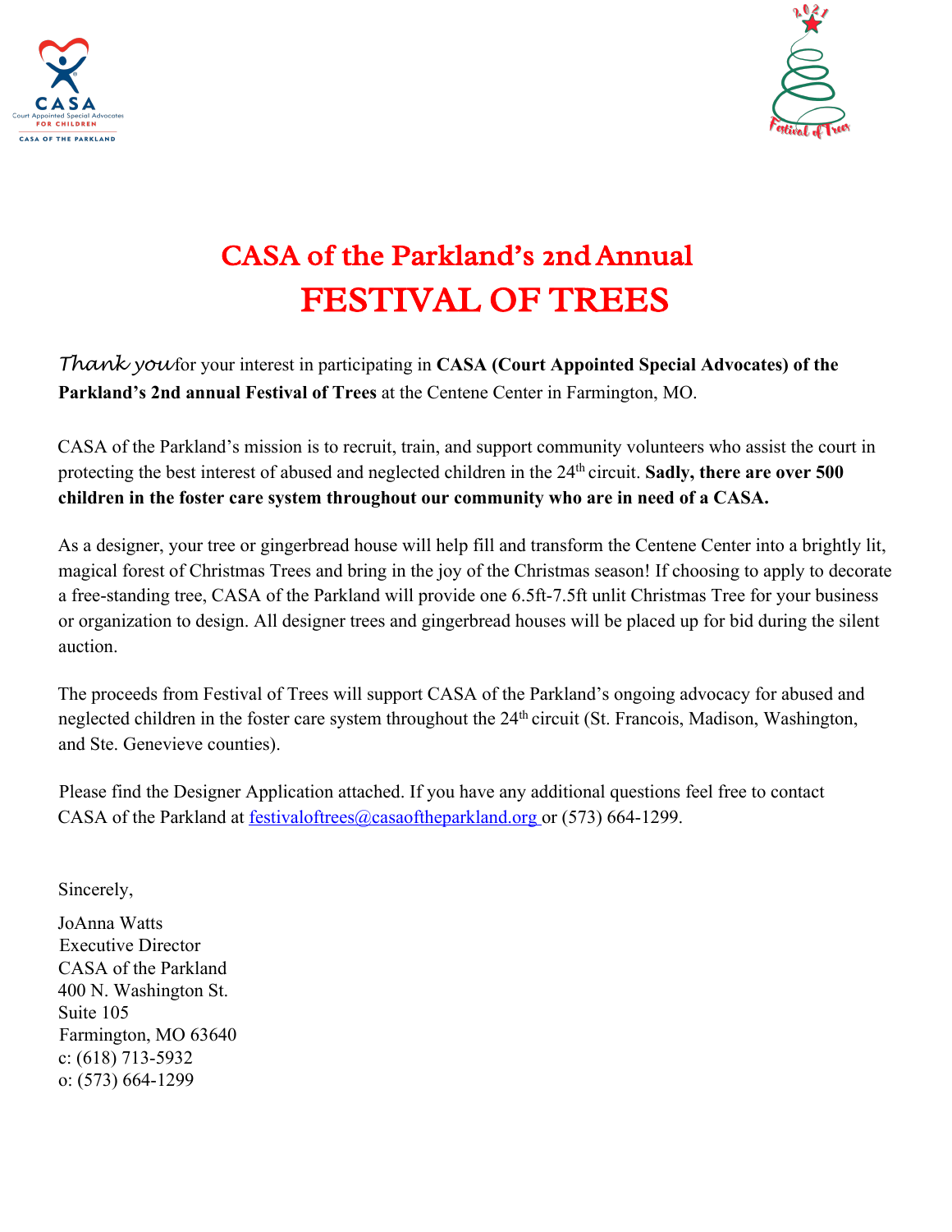# CASA of the Parkland's 2nd Annual
# FESTIVAL OF TREES

*Thank you* for your interest in participating in **CASA (Court Appointed Special Advocates) of the Parkland's 2nd annual Festival of Trees** at the Centene Center in Farmington, MO.

CASA of the Parkland's mission is to recruit, train, and support community volunteers who assist the court in protecting the best interest of abused and neglected children in the 24th circuit. **Sadly, there are over 500 children in the foster care system throughout our community who are in need of a CASA.**

As a designer, your tree or gingerbread house will help fill and transform the Centene Center into a brightly lit, magical forest of Christmas Trees and bring in the joy of the Christmas season! If choosing to apply to decorate a free-standing tree, CASA of the Parkland will provide one 6.5ft-7.5ft unlit Christmas Tree for your business or organization to design. All designer trees and gingerbread houses will be placed up for bid during the silent auction.

The proceeds from Festival of Trees will support CASA of the Parkland's ongoing advocacy for abused and neglected children in the foster care system throughout the 24th circuit (St. Francois, Madison, Washington, and Ste. Genevieve counties).

Please find the Designer Application attached. If you have any additional questions feel free to contact CASA of the Parkland at festivaloftrees@casaoftheparkland.org or (573) 664-1299.

Sincerely,

JoAnna Watts
Executive Director
CASA of the Parkland
400 N. Washington St.
Suite 105
Farmington, MO 63640
c: (618) 713-5932
o: (573) 664-1299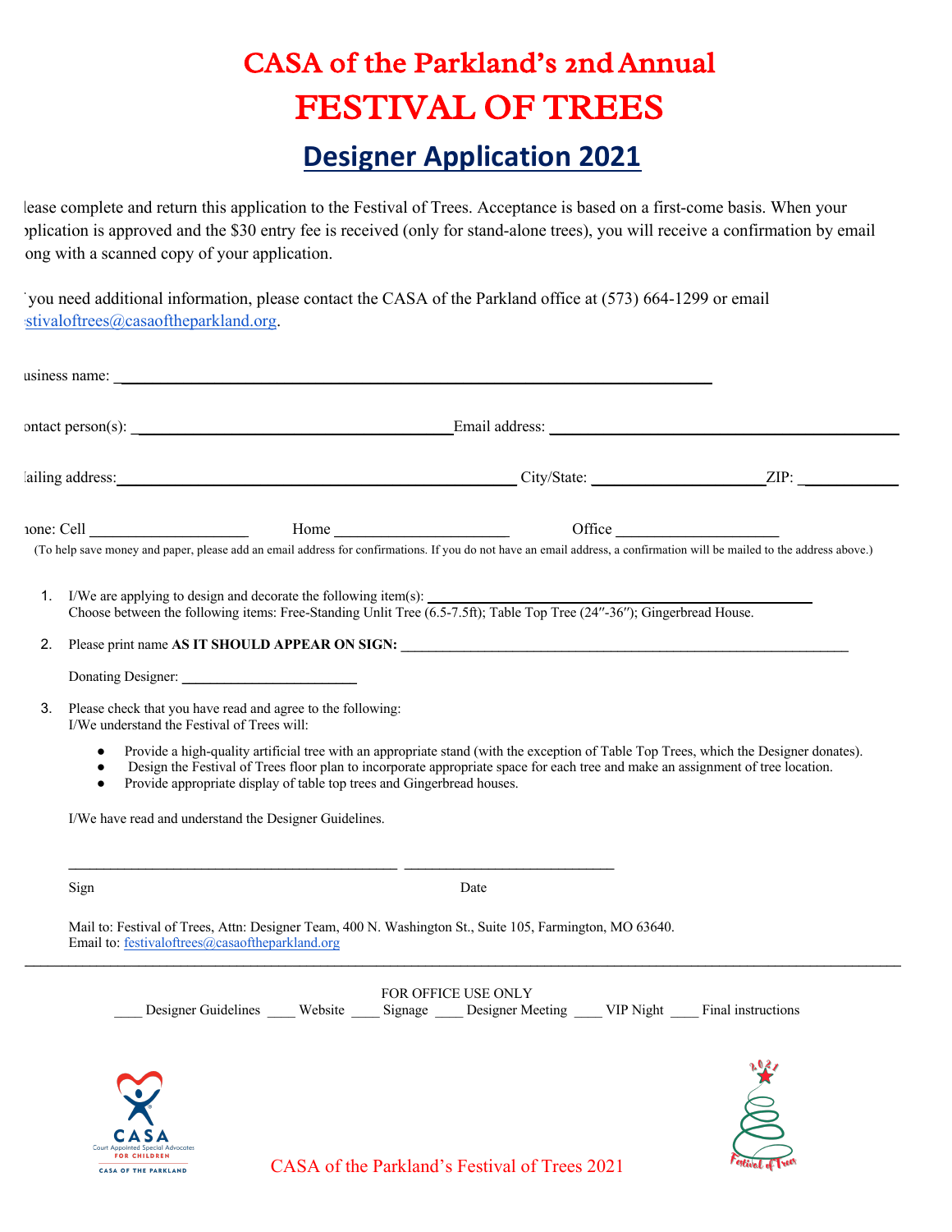# CASA of the Parkland's 2nd Annual

# FESTIVAL OF TREES

## Designer Application 2021

lease complete and return this application to the Festival of Trees. Acceptance is based on a first-come basis. When your pplication is approved and the $30 entry fee is received (only for stand-alone trees), you will receive a confirmation by email ong with a scanned copy of your application.

' you need additional information, please contact the CASA of the Parkland office at (573) 664-1299 or email stivaloftrees@casaoftheparkland.org.

usiness name: ___________________________________________

ontact person(s): ______________________ Email address: ______________________

lailing address: ______________________ City/State: ____________ ZIP: ________

hone: Cell ____________ Home ____________ Office ____________

(To help save money and paper, please add an email address for confirmations. If you do not have an email address, a confirmation will be mailed to the address above.)

1. I/We are applying to design and decorate the following item(s): ______________________
   Choose between the following items: Free-Standing Unlit Tree (6.5-7.5ft); Table Top Tree (24″-36″); Gingerbread House.

2. Please print name **AS IT SHOULD APPEAR ON SIGN:** ______________________

   Donating Designer: ______________

3. Please check that you have read and agree to the following:
   I/We understand the Festival of Trees will:

   - Provide a high-quality artificial tree with an appropriate stand (with the exception of Table Top Trees, which the Designer donates).
   - Design the Festival of Trees floor plan to incorporate appropriate space for each tree and make an assignment of tree location.
   - Provide appropriate display of table top trees and Gingerbread houses.

   I/We have read and understand the Designer Guidelines.

   ______________________ ______________

   Sign Date

   Mail to: Festival of Trees, Attn: Designer Team, 400 N. Washington St., Suite 105, Farmington, MO 63640.
   Email to: festivaloftrees@casaoftheparkland.org

---

FOR OFFICE USE ONLY

____ Designer Guidelines ____ Website ____ Signage ____ Designer Meeting ____ VIP Night ____ Final instructions

CASA Court Appointed Special Advocates FOR CHILDREN CASA OF THE PARKLAND

CASA of the Parkland's Festival of Trees 2021

2021 Festival of Trees